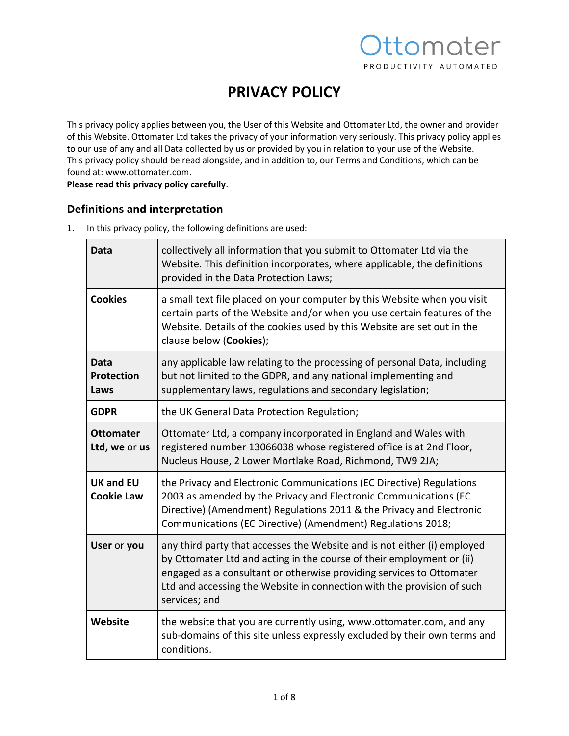Ottomater
PRODUCTIVITY AUTOMATED

# PRIVACY POLICY

This privacy policy applies between you, the User of this Website and Ottomater Ltd, the owner and provider of this Website. Ottomater Ltd takes the privacy of your information very seriously. This privacy policy applies to our use of any and all Data collected by us or provided by you in relation to your use of the Website.
This privacy policy should be read alongside, and in addition to, our Terms and Conditions, which can be found at: www.ottomater.com.
**Please read this privacy policy carefully**.

## Definitions and interpretation

1. In this privacy policy, the following definitions are used:

| | |
|---|---|
| **Data** | collectively all information that you submit to Ottomater Ltd via the Website. This definition incorporates, where applicable, the definitions provided in the Data Protection Laws; |
| **Cookies** | a small text file placed on your computer by this Website when you visit certain parts of the Website and/or when you use certain features of the Website. Details of the cookies used by this Website are set out in the clause below (**Cookies**); |
| **Data Protection Laws** | any applicable law relating to the processing of personal Data, including but not limited to the GDPR, and any national implementing and supplementary laws, regulations and secondary legislation; |
| **GDPR** | the UK General Data Protection Regulation; |
| **Ottomater Ltd, we** or **us** | Ottomater Ltd, a company incorporated in England and Wales with registered number 13066038 whose registered office is at 2nd Floor, Nucleus House, 2 Lower Mortlake Road, Richmond, TW9 2JA; |
| **UK and EU Cookie Law** | the Privacy and Electronic Communications (EC Directive) Regulations 2003 as amended by the Privacy and Electronic Communications (EC Directive) (Amendment) Regulations 2011 & the Privacy and Electronic Communications (EC Directive) (Amendment) Regulations 2018; |
| **User** or **you** | any third party that accesses the Website and is not either (i) employed by Ottomater Ltd and acting in the course of their employment or (ii) engaged as a consultant or otherwise providing services to Ottomater Ltd and accessing the Website in connection with the provision of such services; and |
| **Website** | the website that you are currently using, www.ottomater.com, and any sub-domains of this site unless expressly excluded by their own terms and conditions. |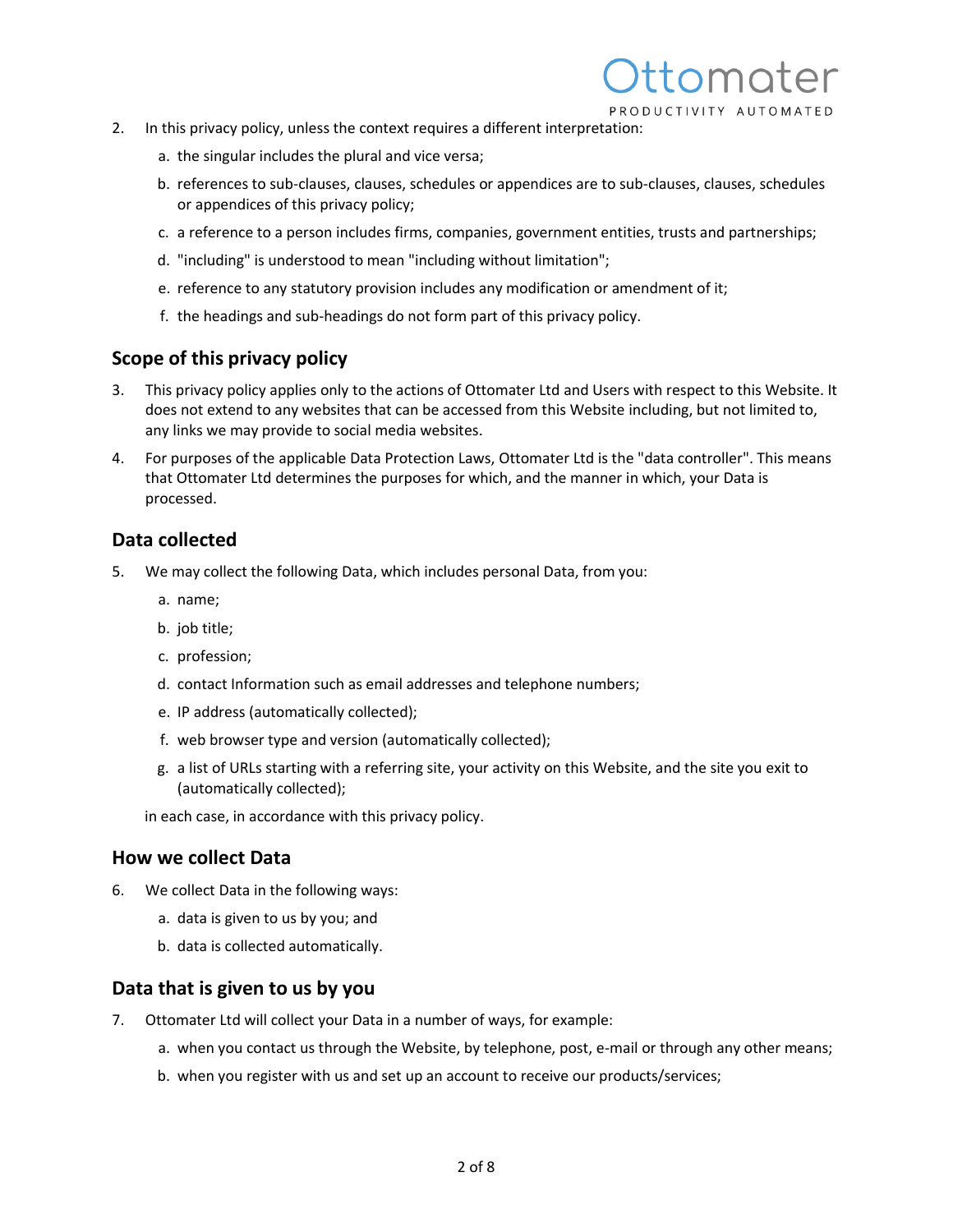2. In this privacy policy, unless the context requires a different interpretation:

   a. the singular includes the plural and vice versa;

   b. references to sub-clauses, clauses, schedules or appendices are to sub-clauses, clauses, schedules or appendices of this privacy policy;

   c. a reference to a person includes firms, companies, government entities, trusts and partnerships;

   d. "including" is understood to mean "including without limitation";

   e. reference to any statutory provision includes any modification or amendment of it;

   f. the headings and sub-headings do not form part of this privacy policy.

## Scope of this privacy policy

3. This privacy policy applies only to the actions of Ottomater Ltd and Users with respect to this Website. It does not extend to any websites that can be accessed from this Website including, but not limited to, any links we may provide to social media websites.

4. For purposes of the applicable Data Protection Laws, Ottomater Ltd is the "data controller". This means that Ottomater Ltd determines the purposes for which, and the manner in which, your Data is processed.

## Data collected

5. We may collect the following Data, which includes personal Data, from you:

   a. name;

   b. job title;

   c. profession;

   d. contact Information such as email addresses and telephone numbers;

   e. IP address (automatically collected);

   f. web browser type and version (automatically collected);

   g. a list of URLs starting with a referring site, your activity on this Website, and the site you exit to (automatically collected);

   in each case, in accordance with this privacy policy.

## How we collect Data

6. We collect Data in the following ways:

   a. data is given to us by you; and

   b. data is collected automatically.

## Data that is given to us by you

7. Ottomater Ltd will collect your Data in a number of ways, for example:

   a. when you contact us through the Website, by telephone, post, e-mail or through any other means;

   b. when you register with us and set up an account to receive our products/services;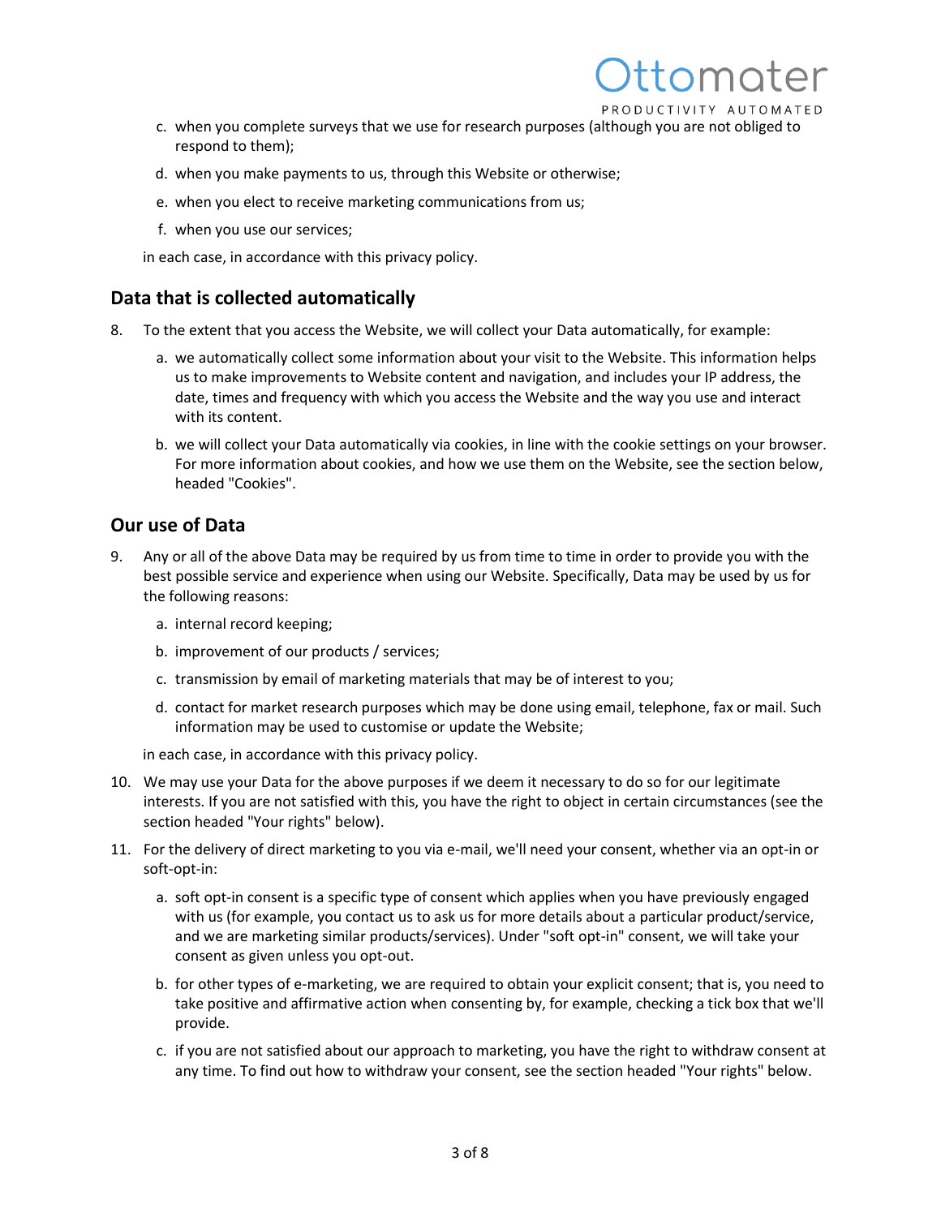c. when you complete surveys that we use for research purposes (although you are not obliged to respond to them);

d. when you make payments to us, through this Website or otherwise;

e. when you elect to receive marketing communications from us;

f. when you use our services;

in each case, in accordance with this privacy policy.

## Data that is collected automatically

8. To the extent that you access the Website, we will collect your Data automatically, for example:

    a. we automatically collect some information about your visit to the Website. This information helps us to make improvements to Website content and navigation, and includes your IP address, the date, times and frequency with which you access the Website and the way you use and interact with its content.

    b. we will collect your Data automatically via cookies, in line with the cookie settings on your browser. For more information about cookies, and how we use them on the Website, see the section below, headed "Cookies".

## Our use of Data

9. Any or all of the above Data may be required by us from time to time in order to provide you with the best possible service and experience when using our Website. Specifically, Data may be used by us for the following reasons:

    a. internal record keeping;

    b. improvement of our products / services;

    c. transmission by email of marketing materials that may be of interest to you;

    d. contact for market research purposes which may be done using email, telephone, fax or mail. Such information may be used to customise or update the Website;

    in each case, in accordance with this privacy policy.

10. We may use your Data for the above purposes if we deem it necessary to do so for our legitimate interests. If you are not satisfied with this, you have the right to object in certain circumstances (see the section headed "Your rights" below).

11. For the delivery of direct marketing to you via e-mail, we'll need your consent, whether via an opt-in or soft-opt-in:

    a. soft opt-in consent is a specific type of consent which applies when you have previously engaged with us (for example, you contact us to ask us for more details about a particular product/service, and we are marketing similar products/services). Under "soft opt-in" consent, we will take your consent as given unless you opt-out.

    b. for other types of e-marketing, we are required to obtain your explicit consent; that is, you need to take positive and affirmative action when consenting by, for example, checking a tick box that we'll provide.

    c. if you are not satisfied about our approach to marketing, you have the right to withdraw consent at any time. To find out how to withdraw your consent, see the section headed "Your rights" below.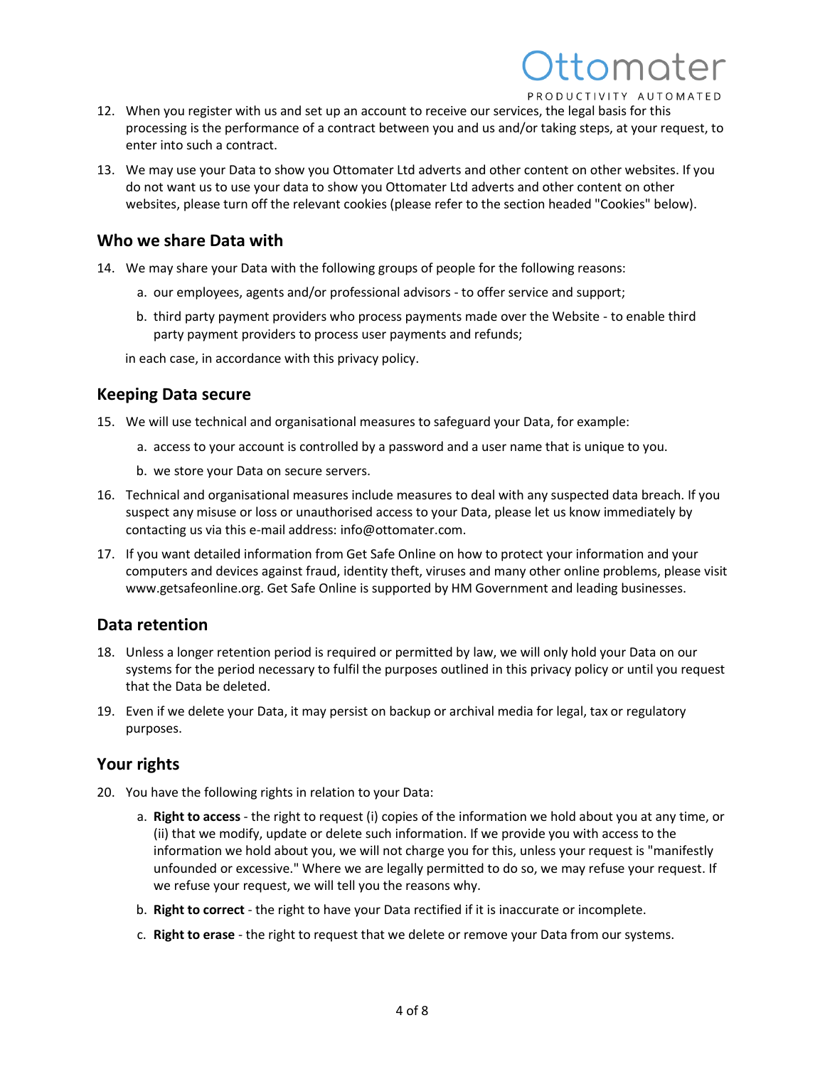12. When you register with us and set up an account to receive our services, the legal basis for this processing is the performance of a contract between you and us and/or taking steps, at your request, to enter into such a contract.

13. We may use your Data to show you Ottomater Ltd adverts and other content on other websites. If you do not want us to use your data to show you Ottomater Ltd adverts and other content on other websites, please turn off the relevant cookies (please refer to the section headed "Cookies" below).

## Who we share Data with

14. We may share your Data with the following groups of people for the following reasons:

    a. our employees, agents and/or professional advisors - to offer service and support;

    b. third party payment providers who process payments made over the Website - to enable third party payment providers to process user payments and refunds;

    in each case, in accordance with this privacy policy.

## Keeping Data secure

15. We will use technical and organisational measures to safeguard your Data, for example:

    a. access to your account is controlled by a password and a user name that is unique to you.

    b. we store your Data on secure servers.

16. Technical and organisational measures include measures to deal with any suspected data breach. If you suspect any misuse or loss or unauthorised access to your Data, please let us know immediately by contacting us via this e-mail address: info@ottomater.com.

17. If you want detailed information from Get Safe Online on how to protect your information and your computers and devices against fraud, identity theft, viruses and many other online problems, please visit www.getsafeonline.org. Get Safe Online is supported by HM Government and leading businesses.

## Data retention

18. Unless a longer retention period is required or permitted by law, we will only hold your Data on our systems for the period necessary to fulfil the purposes outlined in this privacy policy or until you request that the Data be deleted.

19. Even if we delete your Data, it may persist on backup or archival media for legal, tax or regulatory purposes.

## Your rights

20. You have the following rights in relation to your Data:

    a. **Right to access** - the right to request (i) copies of the information we hold about you at any time, or (ii) that we modify, update or delete such information. If we provide you with access to the information we hold about you, we will not charge you for this, unless your request is "manifestly unfounded or excessive." Where we are legally permitted to do so, we may refuse your request. If we refuse your request, we will tell you the reasons why.

    b. **Right to correct** - the right to have your Data rectified if it is inaccurate or incomplete.

    c. **Right to erase** - the right to request that we delete or remove your Data from our systems.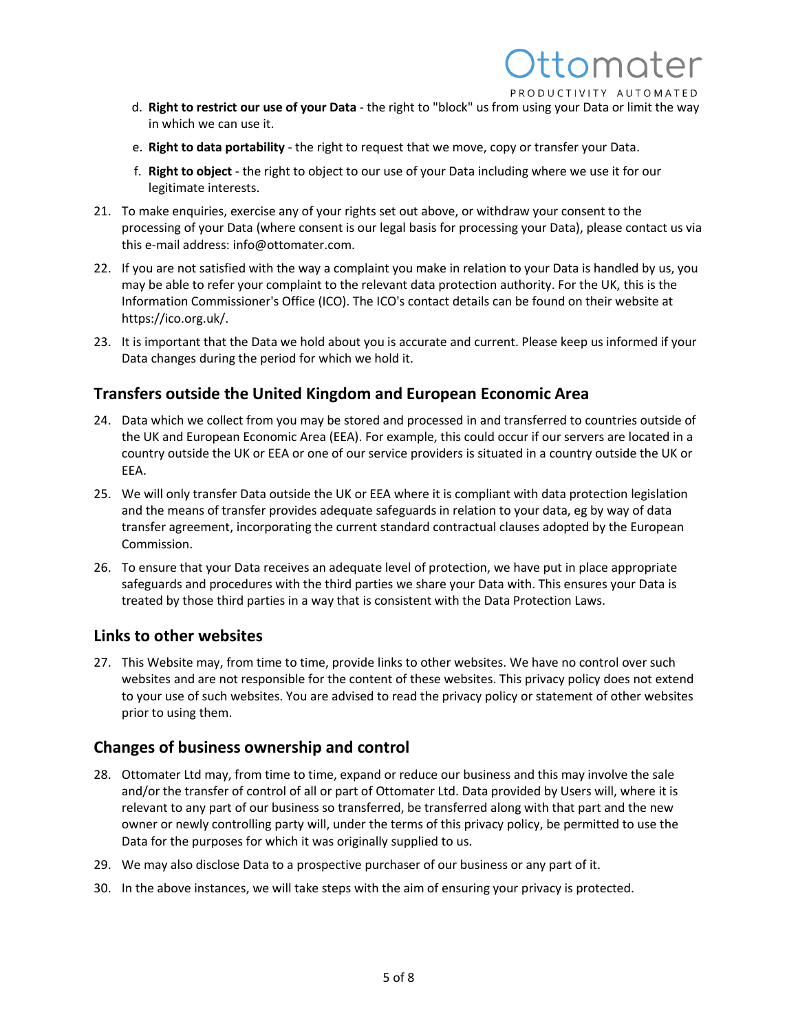d. **Right to restrict our use of your Data** - the right to "block" us from using your Data or limit the way in which we can use it.

e. **Right to data portability** - the right to request that we move, copy or transfer your Data.

f. **Right to object** - the right to object to our use of your Data including where we use it for our legitimate interests.

21. To make enquiries, exercise any of your rights set out above, or withdraw your consent to the processing of your Data (where consent is our legal basis for processing your Data), please contact us via this e-mail address: info@ottomater.com.

22. If you are not satisfied with the way a complaint you make in relation to your Data is handled by us, you may be able to refer your complaint to the relevant data protection authority. For the UK, this is the Information Commissioner's Office (ICO). The ICO's contact details can be found on their website at https://ico.org.uk/.

23. It is important that the Data we hold about you is accurate and current. Please keep us informed if your Data changes during the period for which we hold it.

## Transfers outside the United Kingdom and European Economic Area

24. Data which we collect from you may be stored and processed in and transferred to countries outside of the UK and European Economic Area (EEA). For example, this could occur if our servers are located in a country outside the UK or EEA or one of our service providers is situated in a country outside the UK or EEA.

25. We will only transfer Data outside the UK or EEA where it is compliant with data protection legislation and the means of transfer provides adequate safeguards in relation to your data, eg by way of data transfer agreement, incorporating the current standard contractual clauses adopted by the European Commission.

26. To ensure that your Data receives an adequate level of protection, we have put in place appropriate safeguards and procedures with the third parties we share your Data with. This ensures your Data is treated by those third parties in a way that is consistent with the Data Protection Laws.

## Links to other websites

27. This Website may, from time to time, provide links to other websites. We have no control over such websites and are not responsible for the content of these websites. This privacy policy does not extend to your use of such websites. You are advised to read the privacy policy or statement of other websites prior to using them.

## Changes of business ownership and control

28. Ottomater Ltd may, from time to time, expand or reduce our business and this may involve the sale and/or the transfer of control of all or part of Ottomater Ltd. Data provided by Users will, where it is relevant to any part of our business so transferred, be transferred along with that part and the new owner or newly controlling party will, under the terms of this privacy policy, be permitted to use the Data for the purposes for which it was originally supplied to us.

29. We may also disclose Data to a prospective purchaser of our business or any part of it.

30. In the above instances, we will take steps with the aim of ensuring your privacy is protected.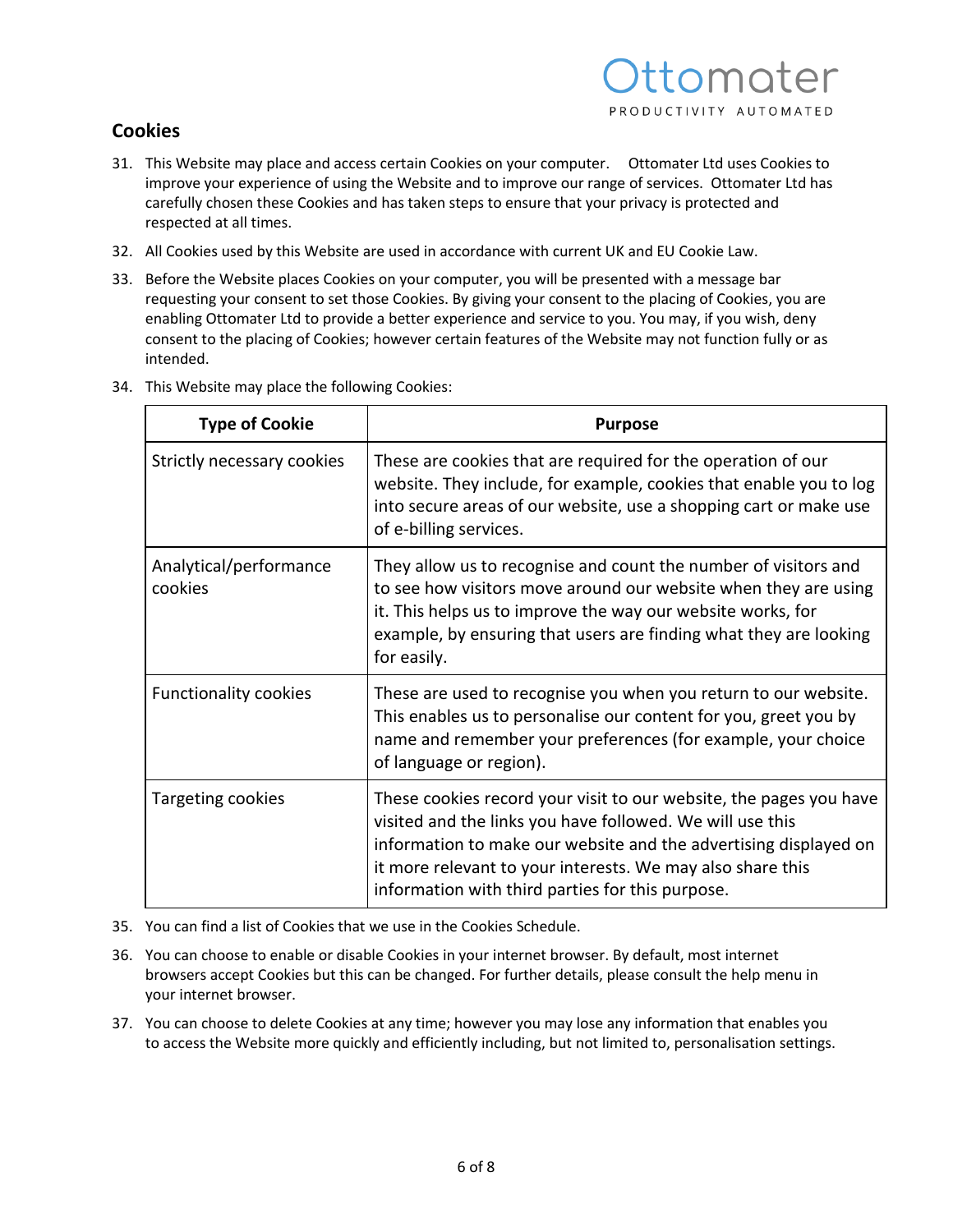## Cookies

31. This Website may place and access certain Cookies on your computer. Ottomater Ltd uses Cookies to improve your experience of using the Website and to improve our range of services. Ottomater Ltd has carefully chosen these Cookies and has taken steps to ensure that your privacy is protected and respected at all times.
32. All Cookies used by this Website are used in accordance with current UK and EU Cookie Law.
33. Before the Website places Cookies on your computer, you will be presented with a message bar requesting your consent to set those Cookies. By giving your consent to the placing of Cookies, you are enabling Ottomater Ltd to provide a better experience and service to you. You may, if you wish, deny consent to the placing of Cookies; however certain features of the Website may not function fully or as intended.
34. This Website may place the following Cookies:

| Type of Cookie | Purpose |
|---|---|
| Strictly necessary cookies | These are cookies that are required for the operation of our website. They include, for example, cookies that enable you to log into secure areas of our website, use a shopping cart or make use of e-billing services. |
| Analytical/performance cookies | They allow us to recognise and count the number of visitors and to see how visitors move around our website when they are using it. This helps us to improve the way our website works, for example, by ensuring that users are finding what they are looking for easily. |
| Functionality cookies | These are used to recognise you when you return to our website. This enables us to personalise our content for you, greet you by name and remember your preferences (for example, your choice of language or region). |
| Targeting cookies | These cookies record your visit to our website, the pages you have visited and the links you have followed. We will use this information to make our website and the advertising displayed on it more relevant to your interests. We may also share this information with third parties for this purpose. |

35. You can find a list of Cookies that we use in the Cookies Schedule.
36. You can choose to enable or disable Cookies in your internet browser. By default, most internet browsers accept Cookies but this can be changed. For further details, please consult the help menu in your internet browser.
37. You can choose to delete Cookies at any time; however you may lose any information that enables you to access the Website more quickly and efficiently including, but not limited to, personalisation settings.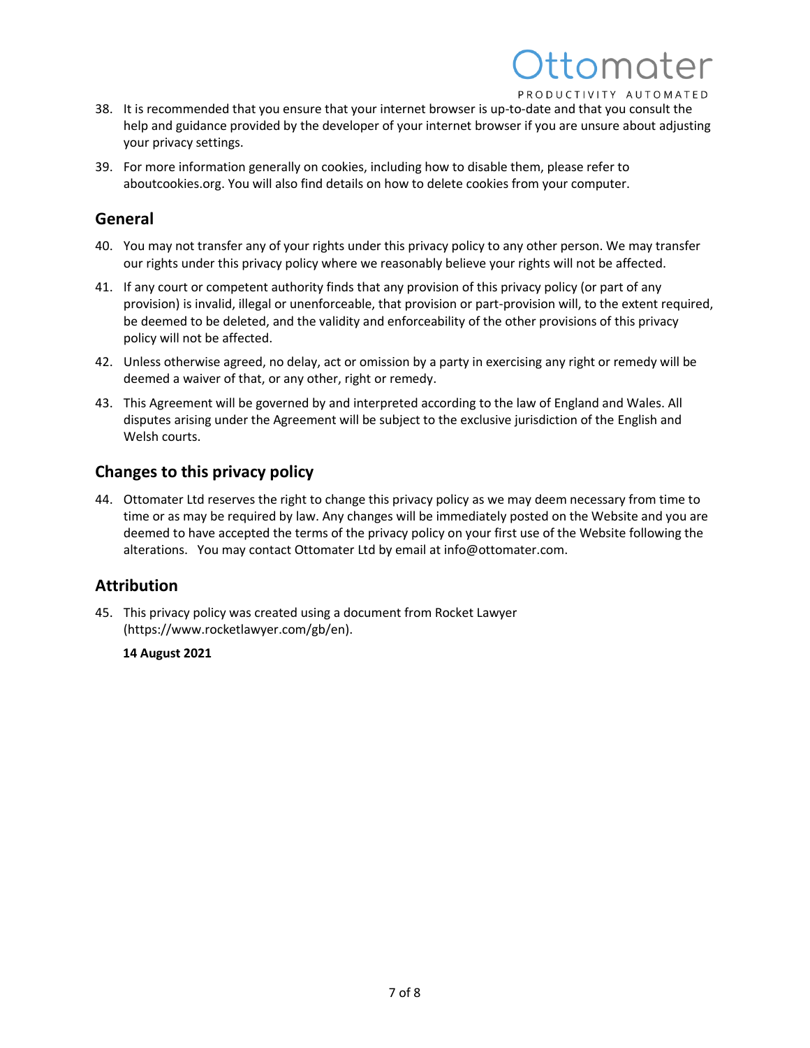38. It is recommended that you ensure that your internet browser is up-to-date and that you consult the help and guidance provided by the developer of your internet browser if you are unsure about adjusting your privacy settings.

39. For more information generally on cookies, including how to disable them, please refer to aboutcookies.org. You will also find details on how to delete cookies from your computer.

## General

40. You may not transfer any of your rights under this privacy policy to any other person. We may transfer our rights under this privacy policy where we reasonably believe your rights will not be affected.

41. If any court or competent authority finds that any provision of this privacy policy (or part of any provision) is invalid, illegal or unenforceable, that provision or part-provision will, to the extent required, be deemed to be deleted, and the validity and enforceability of the other provisions of this privacy policy will not be affected.

42. Unless otherwise agreed, no delay, act or omission by a party in exercising any right or remedy will be deemed a waiver of that, or any other, right or remedy.

43. This Agreement will be governed by and interpreted according to the law of England and Wales. All disputes arising under the Agreement will be subject to the exclusive jurisdiction of the English and Welsh courts.

## Changes to this privacy policy

44. Ottomater Ltd reserves the right to change this privacy policy as we may deem necessary from time to time or as may be required by law. Any changes will be immediately posted on the Website and you are deemed to have accepted the terms of the privacy policy on your first use of the Website following the alterations. You may contact Ottomater Ltd by email at info@ottomater.com.

## Attribution

45. This privacy policy was created using a document from Rocket Lawyer (https://www.rocketlawyer.com/gb/en).

**14 August 2021**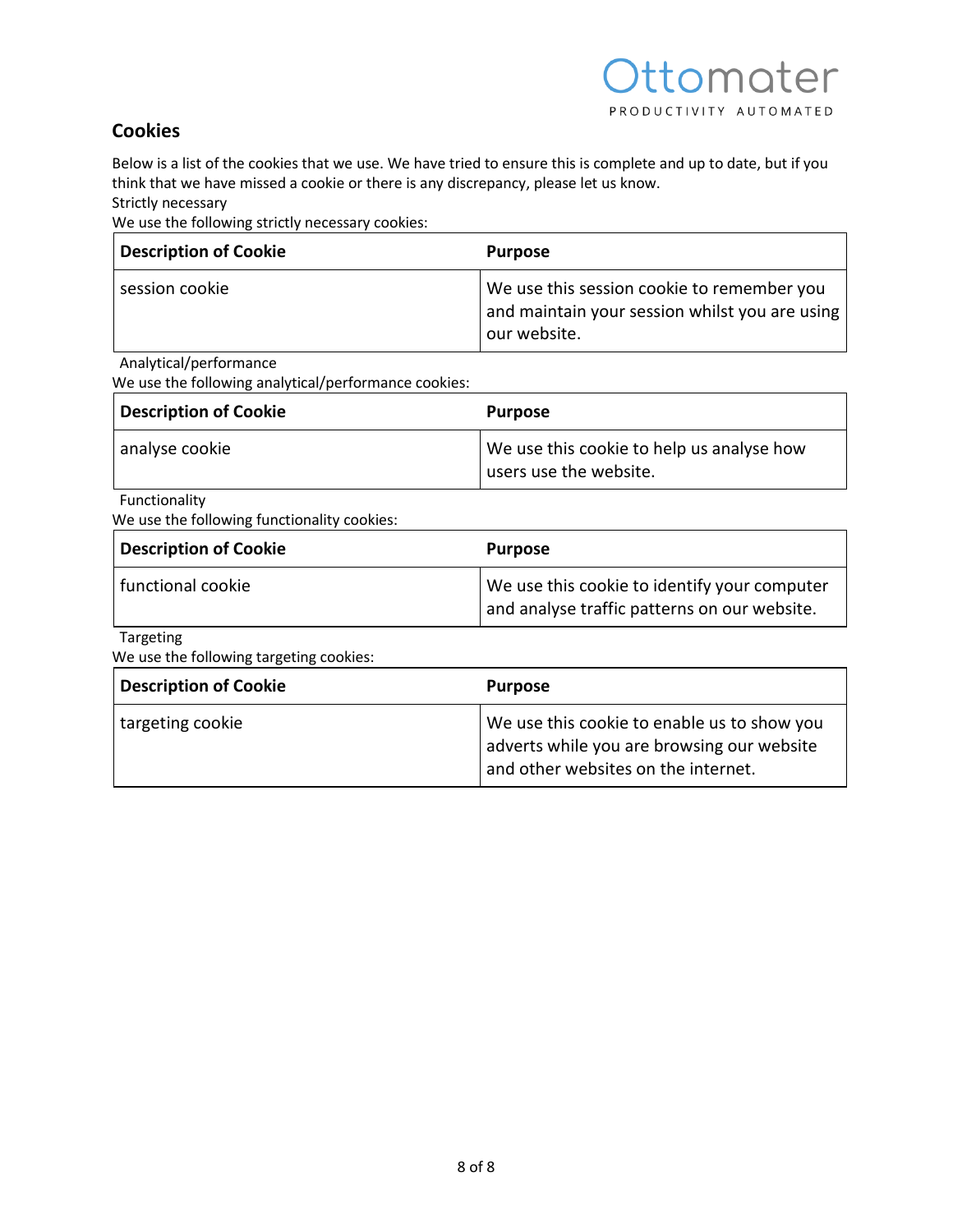## Cookies

Below is a list of the cookies that we use. We have tried to ensure this is complete and up to date, but if you think that we have missed a cookie or there is any discrepancy, please let us know.

Strictly necessary

We use the following strictly necessary cookies:

| Description of Cookie | Purpose |
|---|---|
| session cookie | We use this session cookie to remember you and maintain your session whilst you are using our website. |

Analytical/performance

We use the following analytical/performance cookies:

| Description of Cookie | Purpose |
|---|---|
| analyse cookie | We use this cookie to help us analyse how users use the website. |

Functionality

We use the following functionality cookies:

| Description of Cookie | Purpose |
|---|---|
| functional cookie | We use this cookie to identify your computer and analyse traffic patterns on our website. |

Targeting

We use the following targeting cookies:

| Description of Cookie | Purpose |
|---|---|
| targeting cookie | We use this cookie to enable us to show you adverts while you are browsing our website and other websites on the internet. |